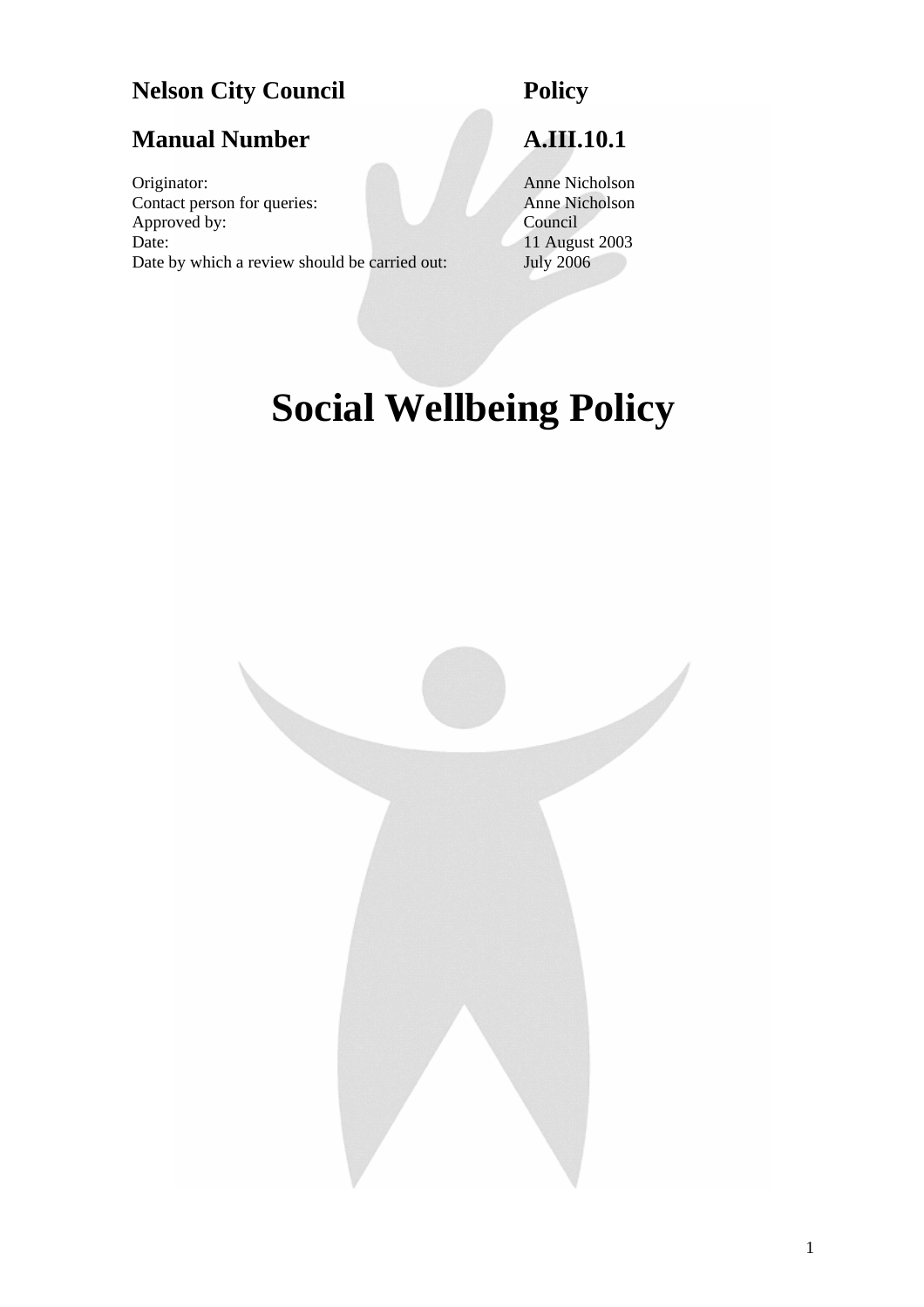**Nelson City Council** **Policy**

**Manual Number** **A.III.10.1**

| | |
|---|---|
| Originator: | Anne Nicholson |
| Contact person for queries: | Anne Nicholson |
| Approved by: | Council |
| Date: | 11 August 2003 |
| Date by which a review should be carried out: | July 2006 |

# Social Wellbeing Policy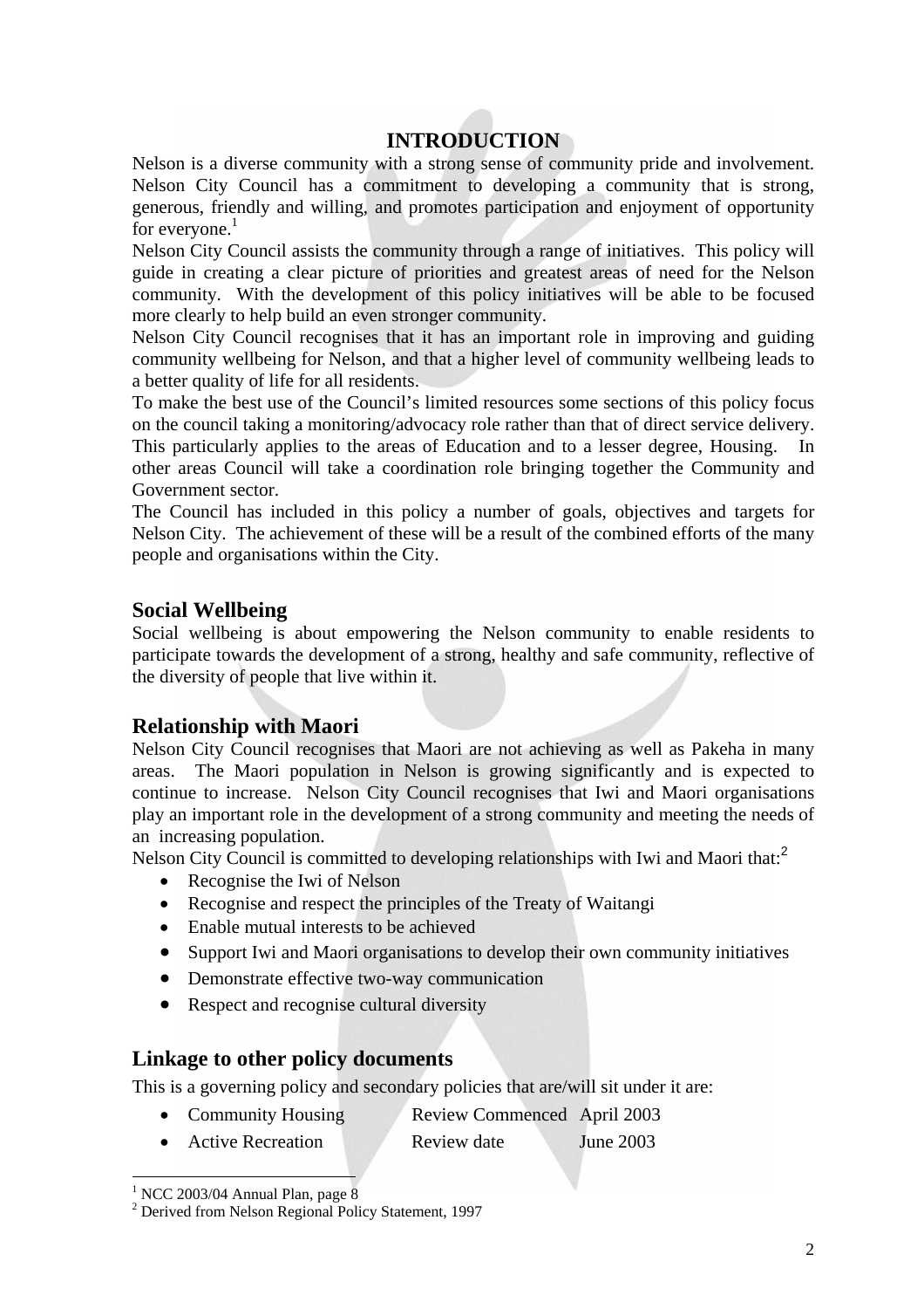# INTRODUCTION

Nelson is a diverse community with a strong sense of community pride and involvement. Nelson City Council has a commitment to developing a community that is strong, generous, friendly and willing, and promotes participation and enjoyment of opportunity for everyone.[1]

Nelson City Council assists the community through a range of initiatives. This policy will guide in creating a clear picture of priorities and greatest areas of need for the Nelson community. With the development of this policy initiatives will be able to be focused more clearly to help build an even stronger community.

Nelson City Council recognises that it has an important role in improving and guiding community wellbeing for Nelson, and that a higher level of community wellbeing leads to a better quality of life for all residents.

To make the best use of the Council's limited resources some sections of this policy focus on the council taking a monitoring/advocacy role rather than that of direct service delivery. This particularly applies to the areas of Education and to a lesser degree, Housing. In other areas Council will take a coordination role bringing together the Community and Government sector.

The Council has included in this policy a number of goals, objectives and targets for Nelson City. The achievement of these will be a result of the combined efforts of the many people and organisations within the City.

## Social Wellbeing

Social wellbeing is about empowering the Nelson community to enable residents to participate towards the development of a strong, healthy and safe community, reflective of the diversity of people that live within it.

## Relationship with Maori

Nelson City Council recognises that Maori are not achieving as well as Pakeha in many areas. The Maori population in Nelson is growing significantly and is expected to continue to increase. Nelson City Council recognises that Iwi and Maori organisations play an important role in the development of a strong community and meeting the needs of an increasing population.

Nelson City Council is committed to developing relationships with Iwi and Maori that:[2]

- Recognise the Iwi of Nelson
- Recognise and respect the principles of the Treaty of Waitangi
- Enable mutual interests to be achieved
- Support Iwi and Maori organisations to develop their own community initiatives
- Demonstrate effective two-way communication
- Respect and recognise cultural diversity

## Linkage to other policy documents

This is a governing policy and secondary policies that are/will sit under it are:

- Community Housing — Review Commenced April 2003
- Active Recreation — Review date June 2003

---

[1] NCC 2003/04 Annual Plan, page 8

[2] Derived from Nelson Regional Policy Statement, 1997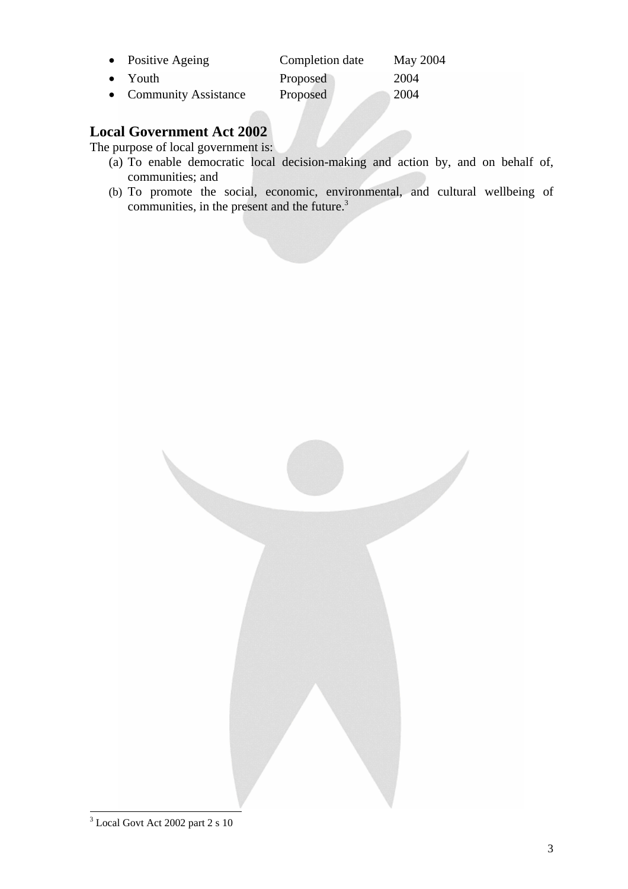- Positive Ageing Completion date May 2004
- Youth Proposed 2004
- Community Assistance Proposed 2004

## Local Government Act 2002

The purpose of local government is:

(a) To enable democratic local decision-making and action by, and on behalf of, communities; and

(b) To promote the social, economic, environmental, and cultural wellbeing of communities, in the present and the future.[3]

---

[3] Local Govt Act 2002 part 2 s 10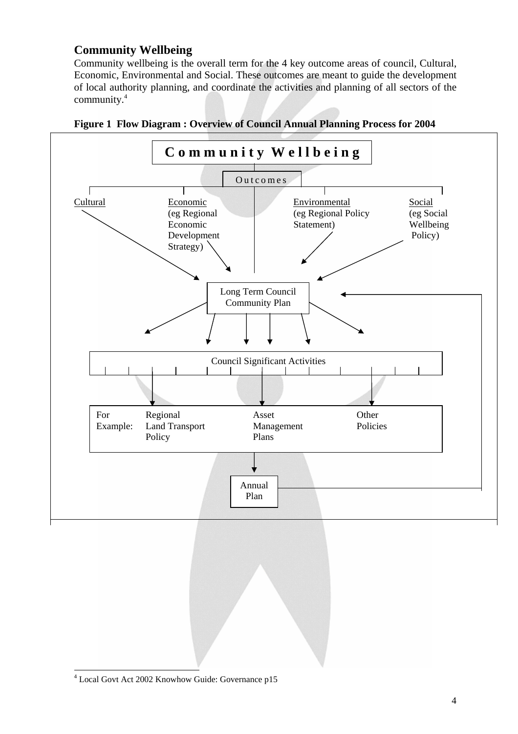## Community Wellbeing

Community wellbeing is the overall term for the 4 key outcome areas of council, Cultural, Economic, Environmental and Social. These outcomes are meant to guide the development of local authority planning, and coordinate the activities and planning of all sectors of the community.[4]

**Figure 1 Flow Diagram : Overview of Council Annual Planning Process for 2004**

**Community Wellbeing**

Outcomes

Cultural

Economic (eg Regional Economic Development Strategy)

Environmental (eg Regional Policy Statement)

Social (eg Social Wellbeing Policy)

Long Term Council Community Plan

Council Significant Activities

For Example: Regional Land Transport Policy | Asset Management Plans | Other Policies

Annual Plan

---

[4] Local Govt Act 2002 Knowhow Guide: Governance p15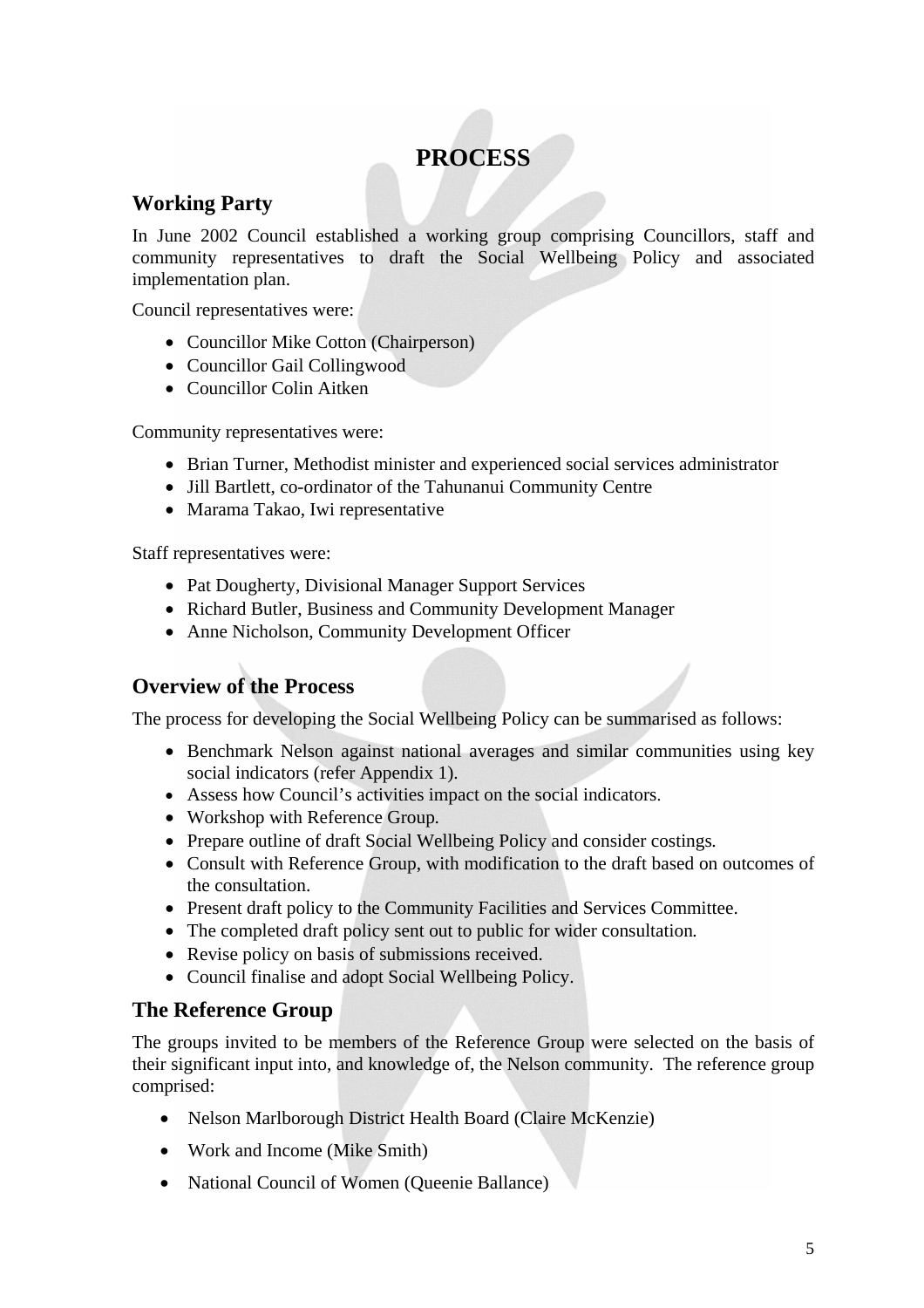# PROCESS

## Working Party

In June 2002 Council established a working group comprising Councillors, staff and community representatives to draft the Social Wellbeing Policy and associated implementation plan.

Council representatives were:

- Councillor Mike Cotton (Chairperson)
- Councillor Gail Collingwood
- Councillor Colin Aitken

Community representatives were:

- Brian Turner, Methodist minister and experienced social services administrator
- Jill Bartlett, co-ordinator of the Tahunanui Community Centre
- Marama Takao, Iwi representative

Staff representatives were:

- Pat Dougherty, Divisional Manager Support Services
- Richard Butler, Business and Community Development Manager
- Anne Nicholson, Community Development Officer

## Overview of the Process

The process for developing the Social Wellbeing Policy can be summarised as follows:

- Benchmark Nelson against national averages and similar communities using key social indicators (refer Appendix 1).
- Assess how Council's activities impact on the social indicators.
- Workshop with Reference Group.
- Prepare outline of draft Social Wellbeing Policy and consider costings.
- Consult with Reference Group, with modification to the draft based on outcomes of the consultation.
- Present draft policy to the Community Facilities and Services Committee.
- The completed draft policy sent out to public for wider consultation.
- Revise policy on basis of submissions received.
- Council finalise and adopt Social Wellbeing Policy.

## The Reference Group

The groups invited to be members of the Reference Group were selected on the basis of their significant input into, and knowledge of, the Nelson community. The reference group comprised:

- Nelson Marlborough District Health Board (Claire McKenzie)
- Work and Income (Mike Smith)
- National Council of Women (Queenie Ballance)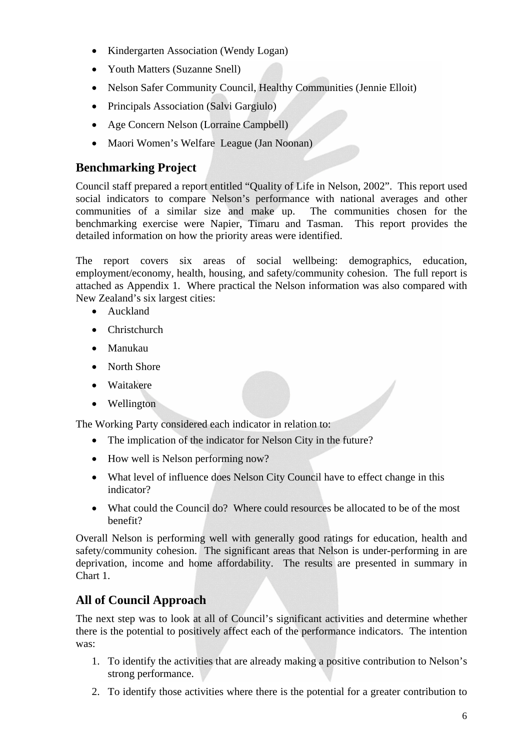- Kindergarten Association (Wendy Logan)
- Youth Matters (Suzanne Snell)
- Nelson Safer Community Council, Healthy Communities (Jennie Elloit)
- Principals Association (Salvi Gargiulo)
- Age Concern Nelson (Lorraine Campbell)
- Maori Women's Welfare League (Jan Noonan)

## Benchmarking Project

Council staff prepared a report entitled "Quality of Life in Nelson, 2002". This report used social indicators to compare Nelson's performance with national averages and other communities of a similar size and make up. The communities chosen for the benchmarking exercise were Napier, Timaru and Tasman. This report provides the detailed information on how the priority areas were identified.

The report covers six areas of social wellbeing: demographics, education, employment/economy, health, housing, and safety/community cohesion. The full report is attached as Appendix 1. Where practical the Nelson information was also compared with New Zealand's six largest cities:

- Auckland
- Christchurch
- Manukau
- North Shore
- Waitakere
- Wellington

The Working Party considered each indicator in relation to:

- The implication of the indicator for Nelson City in the future?
- How well is Nelson performing now?
- What level of influence does Nelson City Council have to effect change in this indicator?
- What could the Council do? Where could resources be allocated to be of the most benefit?

Overall Nelson is performing well with generally good ratings for education, health and safety/community cohesion. The significant areas that Nelson is under-performing in are deprivation, income and home affordability. The results are presented in summary in Chart 1.

## All of Council Approach

The next step was to look at all of Council's significant activities and determine whether there is the potential to positively affect each of the performance indicators. The intention was:

1. To identify the activities that are already making a positive contribution to Nelson's strong performance.
2. To identify those activities where there is the potential for a greater contribution to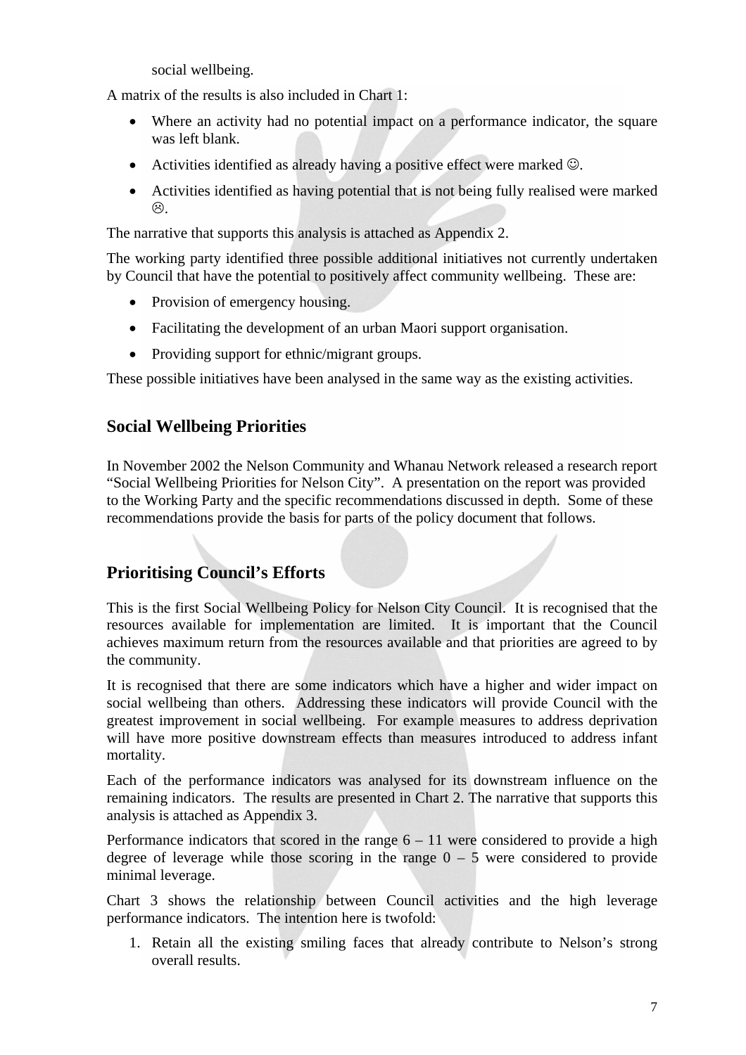social wellbeing.

A matrix of the results is also included in Chart 1:

- Where an activity had no potential impact on a performance indicator, the square was left blank.
- Activities identified as already having a positive effect were marked ☺.
- Activities identified as having potential that is not being fully realised were marked ☹.

The narrative that supports this analysis is attached as Appendix 2.

The working party identified three possible additional initiatives not currently undertaken by Council that have the potential to positively affect community wellbeing. These are:

- Provision of emergency housing.
- Facilitating the development of an urban Maori support organisation.
- Providing support for ethnic/migrant groups.

These possible initiatives have been analysed in the same way as the existing activities.

## Social Wellbeing Priorities

In November 2002 the Nelson Community and Whanau Network released a research report "Social Wellbeing Priorities for Nelson City". A presentation on the report was provided to the Working Party and the specific recommendations discussed in depth. Some of these recommendations provide the basis for parts of the policy document that follows.

## Prioritising Council's Efforts

This is the first Social Wellbeing Policy for Nelson City Council. It is recognised that the resources available for implementation are limited. It is important that the Council achieves maximum return from the resources available and that priorities are agreed to by the community.

It is recognised that there are some indicators which have a higher and wider impact on social wellbeing than others. Addressing these indicators will provide Council with the greatest improvement in social wellbeing. For example measures to address deprivation will have more positive downstream effects than measures introduced to address infant mortality.

Each of the performance indicators was analysed for its downstream influence on the remaining indicators. The results are presented in Chart 2. The narrative that supports this analysis is attached as Appendix 3.

Performance indicators that scored in the range 6 – 11 were considered to provide a high degree of leverage while those scoring in the range 0 – 5 were considered to provide minimal leverage.

Chart 3 shows the relationship between Council activities and the high leverage performance indicators. The intention here is twofold:

1. Retain all the existing smiling faces that already contribute to Nelson's strong overall results.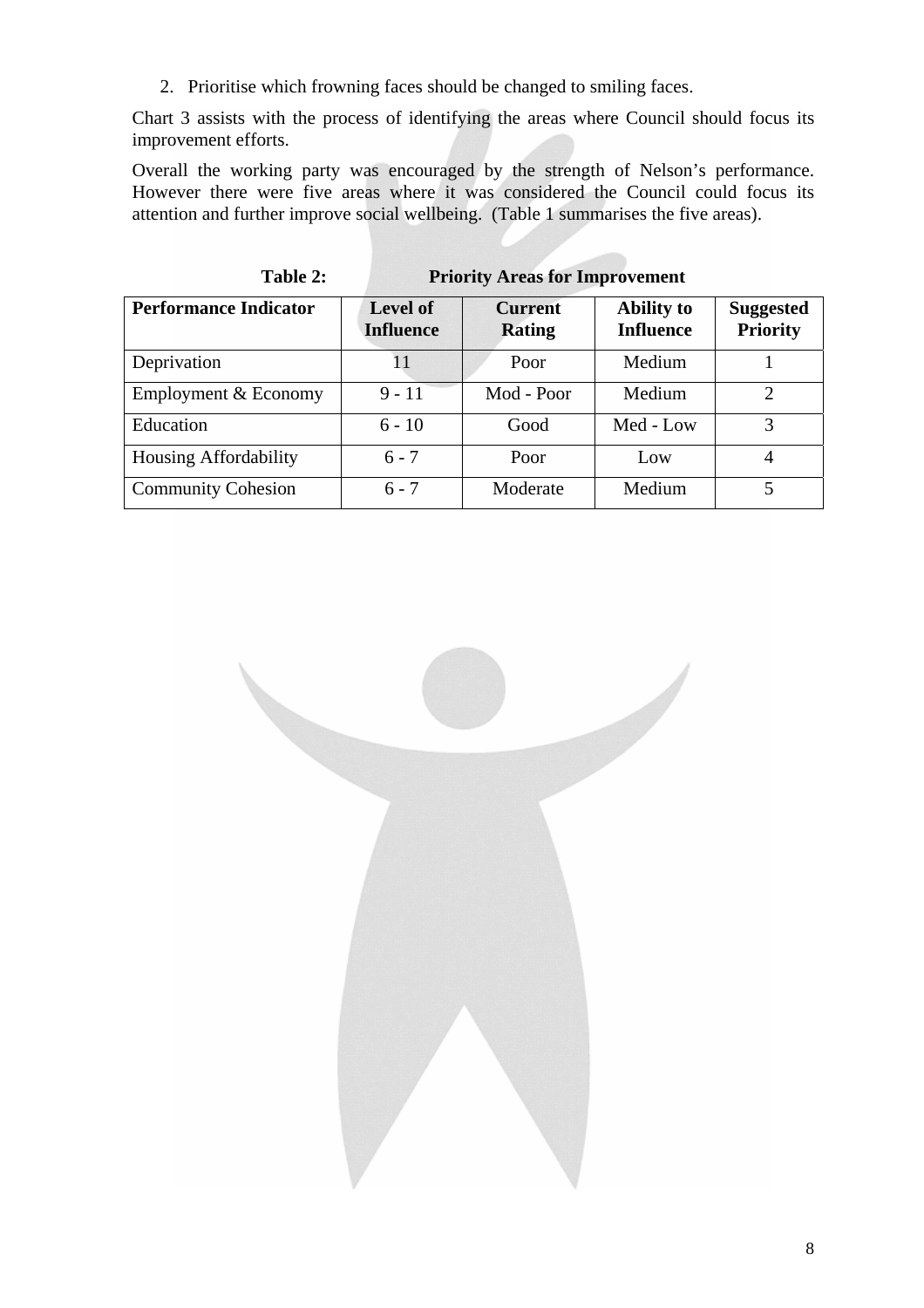2. Prioritise which frowning faces should be changed to smiling faces.

Chart 3 assists with the process of identifying the areas where Council should focus its improvement efforts.

Overall the working party was encouraged by the strength of Nelson's performance. However there were five areas where it was considered the Council could focus its attention and further improve social wellbeing. (Table 1 summarises the five areas).

**Table 2: Priority Areas for Improvement**

| Performance Indicator | Level of Influence | Current Rating | Ability to Influence | Suggested Priority |
|---|---|---|---|---|
| Deprivation | 11 | Poor | Medium | 1 |
| Employment & Economy | 9 - 11 | Mod - Poor | Medium | 2 |
| Education | 6 - 10 | Good | Med - Low | 3 |
| Housing Affordability | 6 - 7 | Poor | Low | 4 |
| Community Cohesion | 6 - 7 | Moderate | Medium | 5 |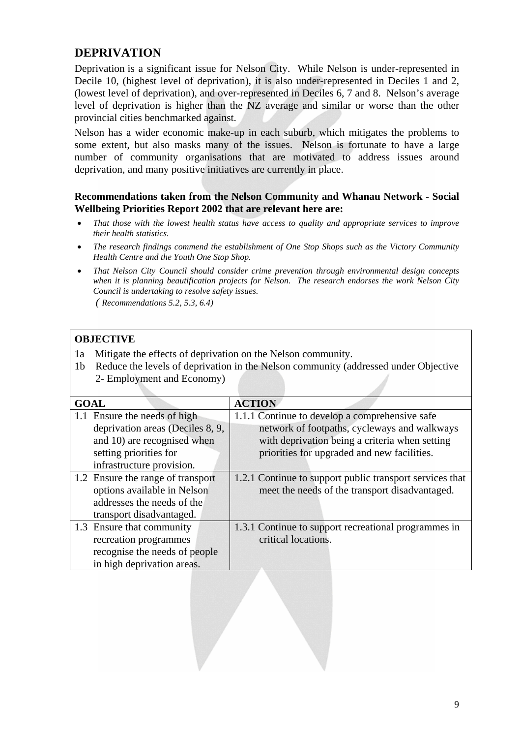## DEPRIVATION

Deprivation is a significant issue for Nelson City. While Nelson is under-represented in Decile 10, (highest level of deprivation), it is also under-represented in Deciles 1 and 2, (lowest level of deprivation), and over-represented in Deciles 6, 7 and 8. Nelson's average level of deprivation is higher than the NZ average and similar or worse than the other provincial cities benchmarked against.

Nelson has a wider economic make-up in each suburb, which mitigates the problems to some extent, but also masks many of the issues. Nelson is fortunate to have a large number of community organisations that are motivated to address issues around deprivation, and many positive initiatives are currently in place.

**Recommendations taken from the Nelson Community and Whanau Network - Social Wellbeing Priorities Report 2002 that are relevant here are:**

- *That those with the lowest health status have access to quality and appropriate services to improve their health statistics.*
- *The research findings commend the establishment of One Stop Shops such as the Victory Community Health Centre and the Youth One Stop Shop.*
- *That Nelson City Council should consider crime prevention through environmental design concepts when it is planning beautification projects for Nelson. The research endorses the work Nelson City Council is undertaking to resolve safety issues.*

  *( Recommendations 5.2, 5.3, 6.4)*

**OBJECTIVE**

1a Mitigate the effects of deprivation on the Nelson community.

1b Reduce the levels of deprivation in the Nelson community (addressed under Objective 2- Employment and Economy)

| GOAL | ACTION |
|---|---|
| 1.1 Ensure the needs of high deprivation areas (Deciles 8, 9, and 10) are recognised when setting priorities for infrastructure provision. | 1.1.1 Continue to develop a comprehensive safe network of footpaths, cycleways and walkways with deprivation being a criteria when setting priorities for upgraded and new facilities. |
| 1.2 Ensure the range of transport options available in Nelson addresses the needs of the transport disadvantaged. | 1.2.1 Continue to support public transport services that meet the needs of the transport disadvantaged. |
| 1.3 Ensure that community recreation programmes recognise the needs of people in high deprivation areas. | 1.3.1 Continue to support recreational programmes in critical locations. |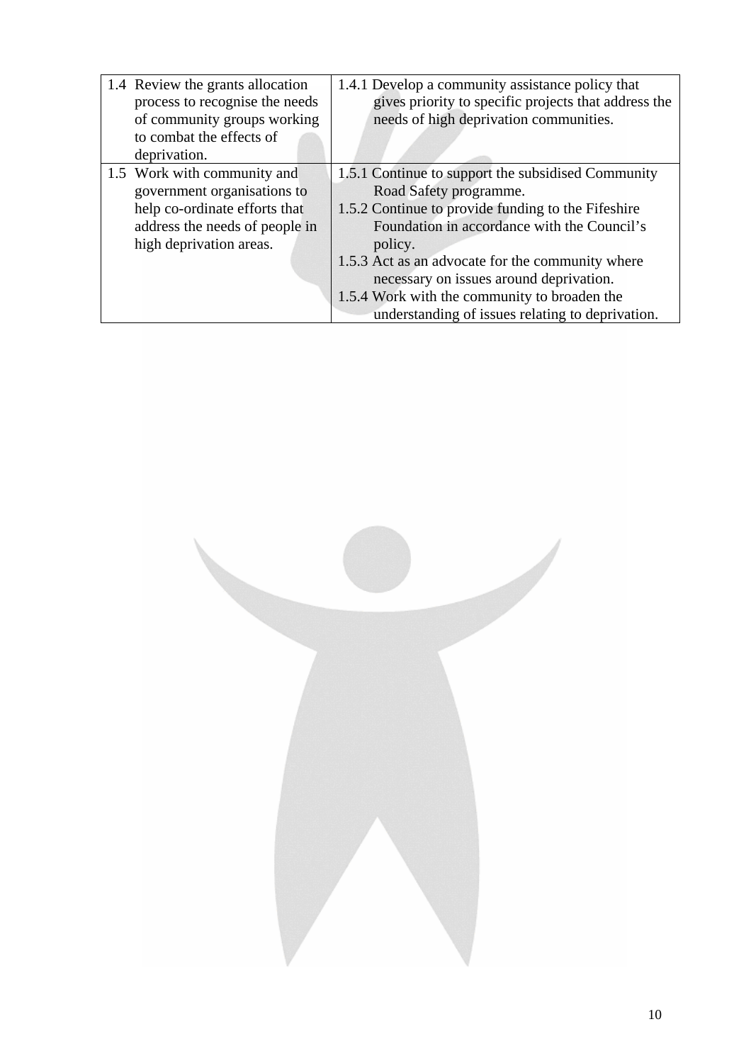| | |
|---|---|
| 1.4 Review the grants allocation process to recognise the needs of community groups working to combat the effects of deprivation. | 1.4.1 Develop a community assistance policy that gives priority to specific projects that address the needs of high deprivation communities. |
| 1.5 Work with community and government organisations to help co-ordinate efforts that address the needs of people in high deprivation areas. | 1.5.1 Continue to support the subsidised Community Road Safety programme.<br>1.5.2 Continue to provide funding to the Fifeshire Foundation in accordance with the Council's policy.<br>1.5.3 Act as an advocate for the community where necessary on issues around deprivation.<br>1.5.4 Work with the community to broaden the understanding of issues relating to deprivation. |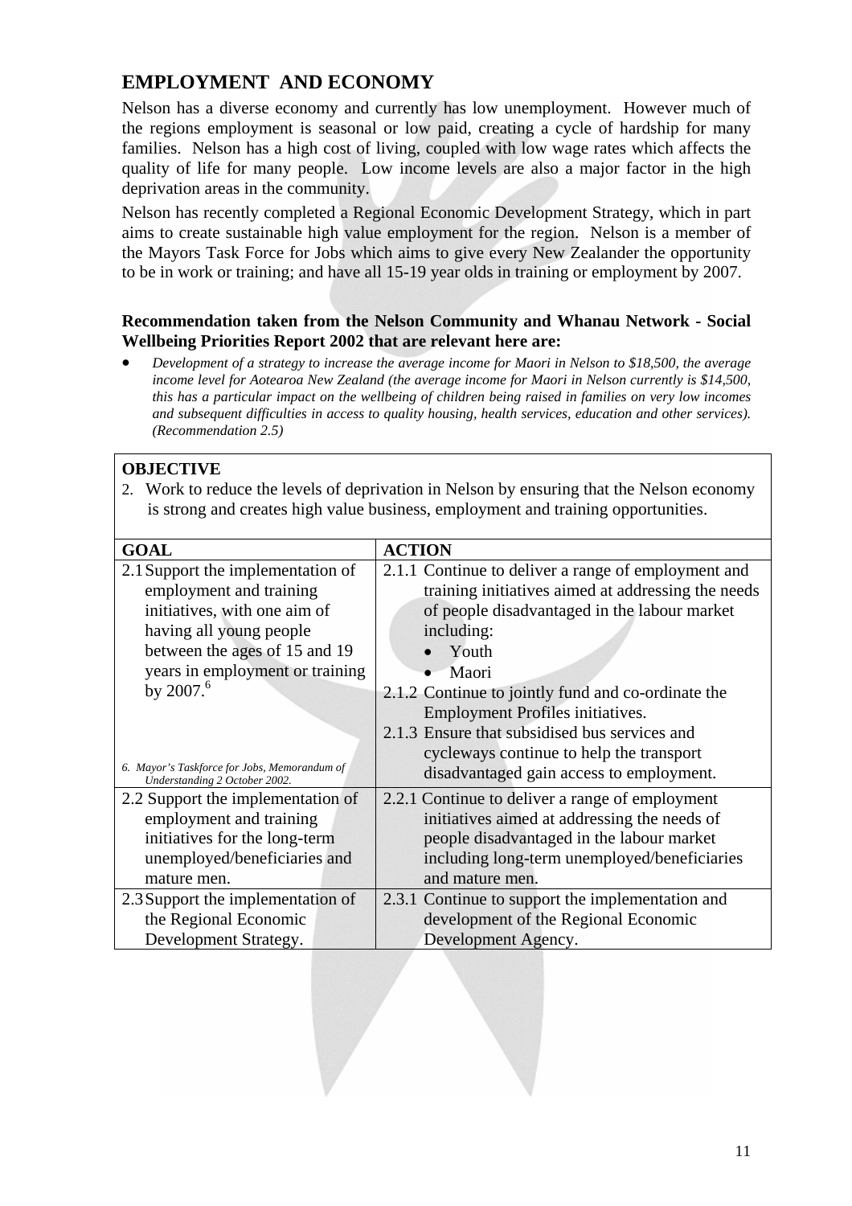## EMPLOYMENT AND ECONOMY

Nelson has a diverse economy and currently has low unemployment. However much of the regions employment is seasonal or low paid, creating a cycle of hardship for many families. Nelson has a high cost of living, coupled with low wage rates which affects the quality of life for many people. Low income levels are also a major factor in the high deprivation areas in the community.

Nelson has recently completed a Regional Economic Development Strategy, which in part aims to create sustainable high value employment for the region. Nelson is a member of the Mayors Task Force for Jobs which aims to give every New Zealander the opportunity to be in work or training; and have all 15-19 year olds in training or employment by 2007.

**Recommendation taken from the Nelson Community and Whanau Network - Social Wellbeing Priorities Report 2002 that are relevant here are:**

- *Development of a strategy to increase the average income for Maori in Nelson to $18,500, the average income level for Aotearoa New Zealand (the average income for Maori in Nelson currently is $14,500, this has a particular impact on the wellbeing of children being raised in families on very low incomes and subsequent difficulties in access to quality housing, health services, education and other services). (Recommendation 2.5)*

**OBJECTIVE**

2. Work to reduce the levels of deprivation in Nelson by ensuring that the Nelson economy is strong and creates high value business, employment and training opportunities.

| GOAL | ACTION |
|---|---|
| 2.1 Support the implementation of employment and training initiatives, with one aim of having all young people between the ages of 15 and 19 years in employment or training by 2007.[6]<br><br>6. Mayor's Taskforce for Jobs, Memorandum of Understanding 2 October 2002. | 2.1.1 Continue to deliver a range of employment and training initiatives aimed at addressing the needs of people disadvantaged in the labour market including:<br>• Youth<br>• Maori<br>2.1.2 Continue to jointly fund and co-ordinate the Employment Profiles initiatives.<br>2.1.3 Ensure that subsidised bus services and cycleways continue to help the transport disadvantaged gain access to employment. |
| 2.2 Support the implementation of employment and training initiatives for the long-term unemployed/beneficiaries and mature men. | 2.2.1 Continue to deliver a range of employment initiatives aimed at addressing the needs of people disadvantaged in the labour market including long-term unemployed/beneficiaries and mature men. |
| 2.3 Support the implementation of the Regional Economic Development Strategy. | 2.3.1 Continue to support the implementation and development of the Regional Economic Development Agency. |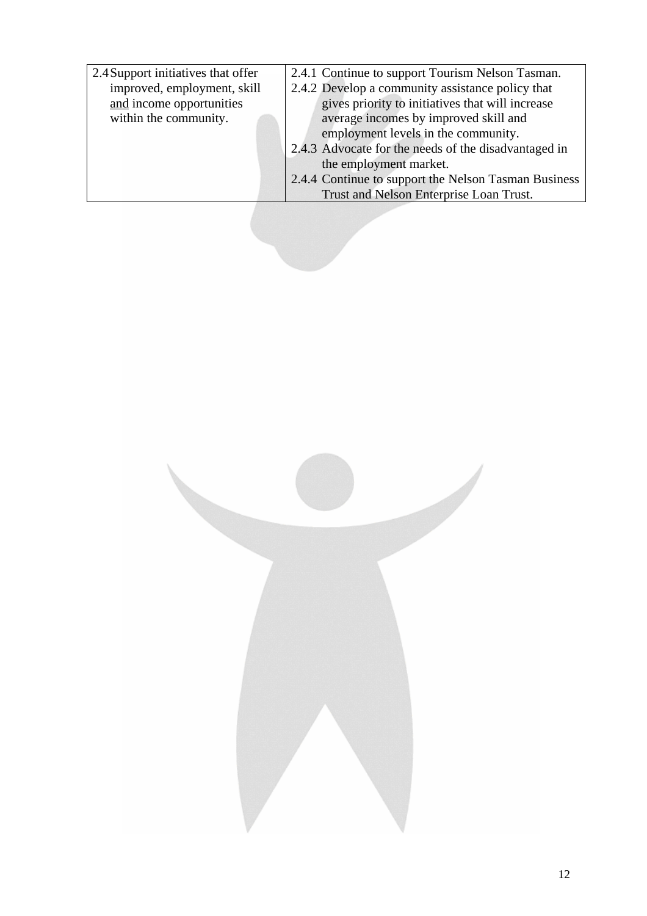| | |
|---|---|
| 2.4 Support initiatives that offer improved, employment, skill and income opportunities within the community. | 2.4.1 Continue to support Tourism Nelson Tasman.<br>2.4.2 Develop a community assistance policy that gives priority to initiatives that will increase average incomes by improved skill and employment levels in the community.<br>2.4.3 Advocate for the needs of the disadvantaged in the employment market.<br>2.4.4 Continue to support the Nelson Tasman Business Trust and Nelson Enterprise Loan Trust. |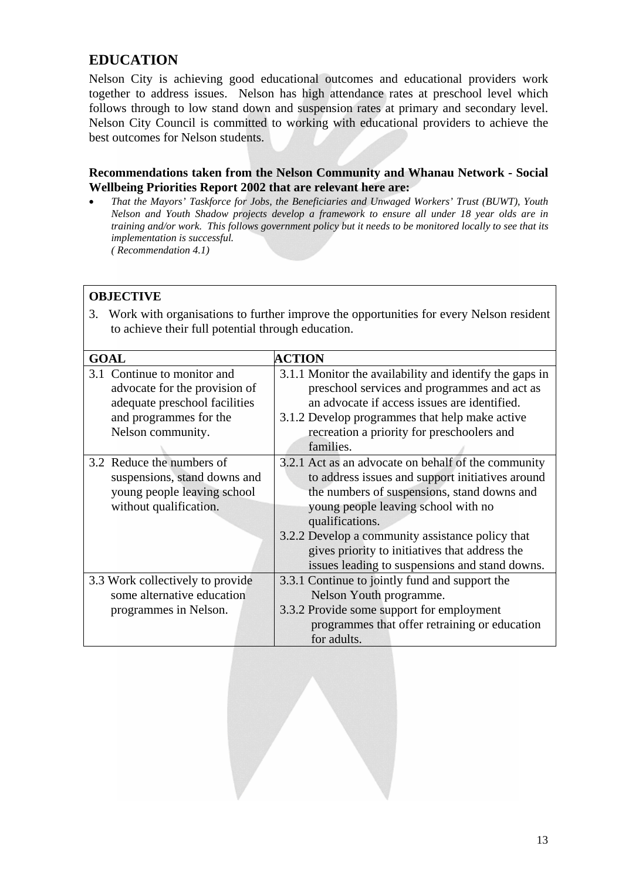## EDUCATION

Nelson City is achieving good educational outcomes and educational providers work together to address issues. Nelson has high attendance rates at preschool level which follows through to low stand down and suspension rates at primary and secondary level. Nelson City Council is committed to working with educational providers to achieve the best outcomes for Nelson students.

**Recommendations taken from the Nelson Community and Whanau Network - Social Wellbeing Priorities Report 2002 that are relevant here are:**

- *That the Mayors' Taskforce for Jobs, the Beneficiaries and Unwaged Workers' Trust (BUWT), Youth Nelson and Youth Shadow projects develop a framework to ensure all under 18 year olds are in training and/or work. This follows government policy but it needs to be monitored locally to see that its implementation is successful.*
  *( Recommendation 4.1)*

**OBJECTIVE**

3. Work with organisations to further improve the opportunities for every Nelson resident to achieve their full potential through education.

| GOAL | ACTION |
|---|---|
| 3.1 Continue to monitor and advocate for the provision of adequate preschool facilities and programmes for the Nelson community. | 3.1.1 Monitor the availability and identify the gaps in preschool services and programmes and act as an advocate if access issues are identified.<br>3.1.2 Develop programmes that help make active recreation a priority for preschoolers and families. |
| 3.2 Reduce the numbers of suspensions, stand downs and young people leaving school without qualification. | 3.2.1 Act as an advocate on behalf of the community to address issues and support initiatives around the numbers of suspensions, stand downs and young people leaving school with no qualifications.<br>3.2.2 Develop a community assistance policy that gives priority to initiatives that address the issues leading to suspensions and stand downs. |
| 3.3 Work collectively to provide some alternative education programmes in Nelson. | 3.3.1 Continue to jointly fund and support the Nelson Youth programme.<br>3.3.2 Provide some support for employment programmes that offer retraining or education for adults. |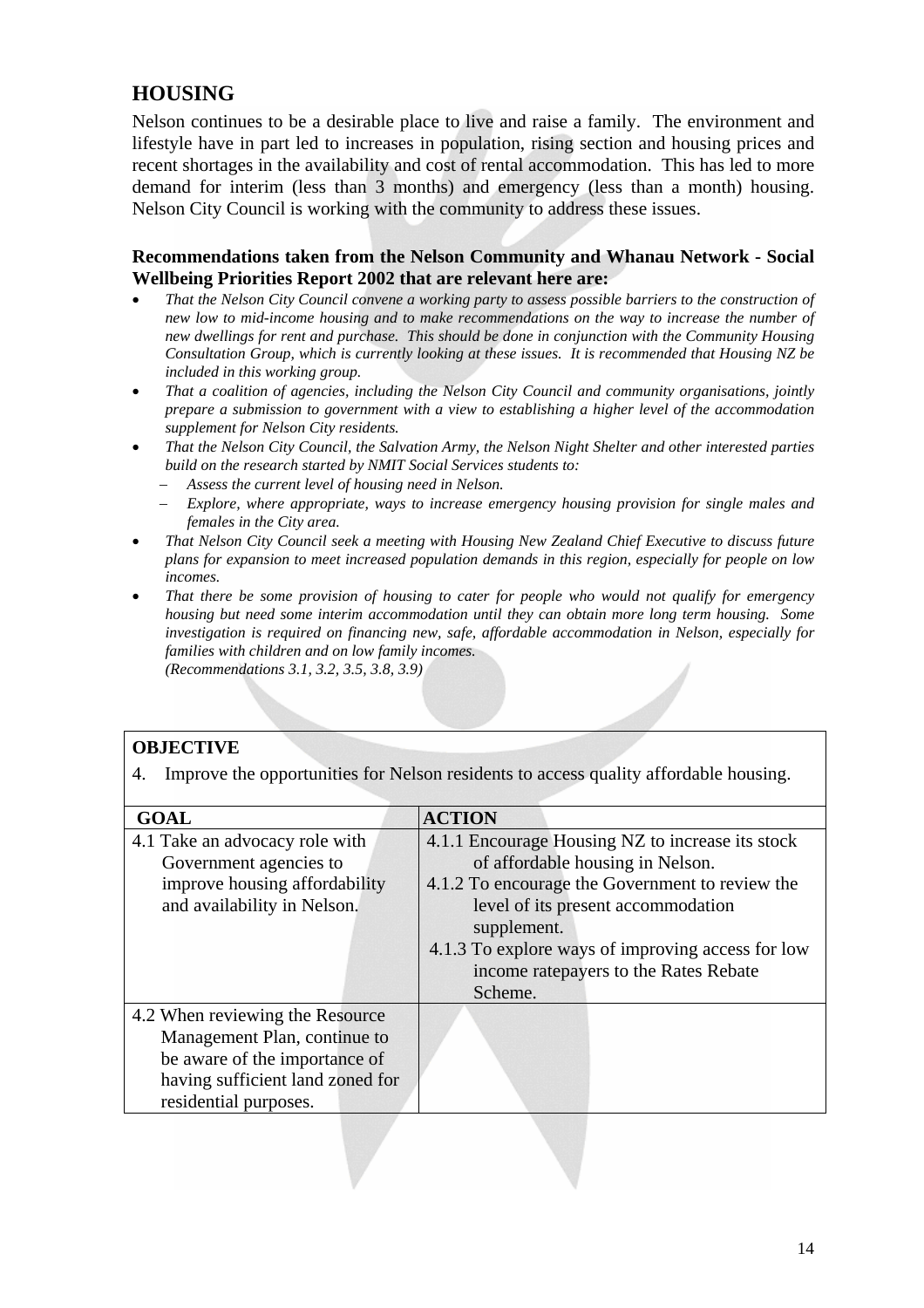## HOUSING

Nelson continues to be a desirable place to live and raise a family. The environment and lifestyle have in part led to increases in population, rising section and housing prices and recent shortages in the availability and cost of rental accommodation. This has led to more demand for interim (less than 3 months) and emergency (less than a month) housing. Nelson City Council is working with the community to address these issues.

**Recommendations taken from the Nelson Community and Whanau Network - Social Wellbeing Priorities Report 2002 that are relevant here are:**

- *That the Nelson City Council convene a working party to assess possible barriers to the construction of new low to mid-income housing and to make recommendations on the way to increase the number of new dwellings for rent and purchase. This should be done in conjunction with the Community Housing Consultation Group, which is currently looking at these issues. It is recommended that Housing NZ be included in this working group.*
- *That a coalition of agencies, including the Nelson City Council and community organisations, jointly prepare a submission to government with a view to establishing a higher level of the accommodation supplement for Nelson City residents.*
- *That the Nelson City Council, the Salvation Army, the Nelson Night Shelter and other interested parties build on the research started by NMIT Social Services students to:*
  - *Assess the current level of housing need in Nelson.*
  - *Explore, where appropriate, ways to increase emergency housing provision for single males and females in the City area.*
- *That Nelson City Council seek a meeting with Housing New Zealand Chief Executive to discuss future plans for expansion to meet increased population demands in this region, especially for people on low incomes.*
- *That there be some provision of housing to cater for people who would not qualify for emergency housing but need some interim accommodation until they can obtain more long term housing. Some investigation is required on financing new, safe, affordable accommodation in Nelson, especially for families with children and on low family incomes.*
  *(Recommendations 3.1, 3.2, 3.5, 3.8, 3.9)*

**OBJECTIVE**

4. Improve the opportunities for Nelson residents to access quality affordable housing.

| GOAL | ACTION |
|---|---|
| 4.1 Take an advocacy role with Government agencies to improve housing affordability and availability in Nelson. | 4.1.1 Encourage Housing NZ to increase its stock of affordable housing in Nelson.<br>4.1.2 To encourage the Government to review the level of its present accommodation supplement.<br>4.1.3 To explore ways of improving access for low income ratepayers to the Rates Rebate Scheme. |
| 4.2 When reviewing the Resource Management Plan, continue to be aware of the importance of having sufficient land zoned for residential purposes. | |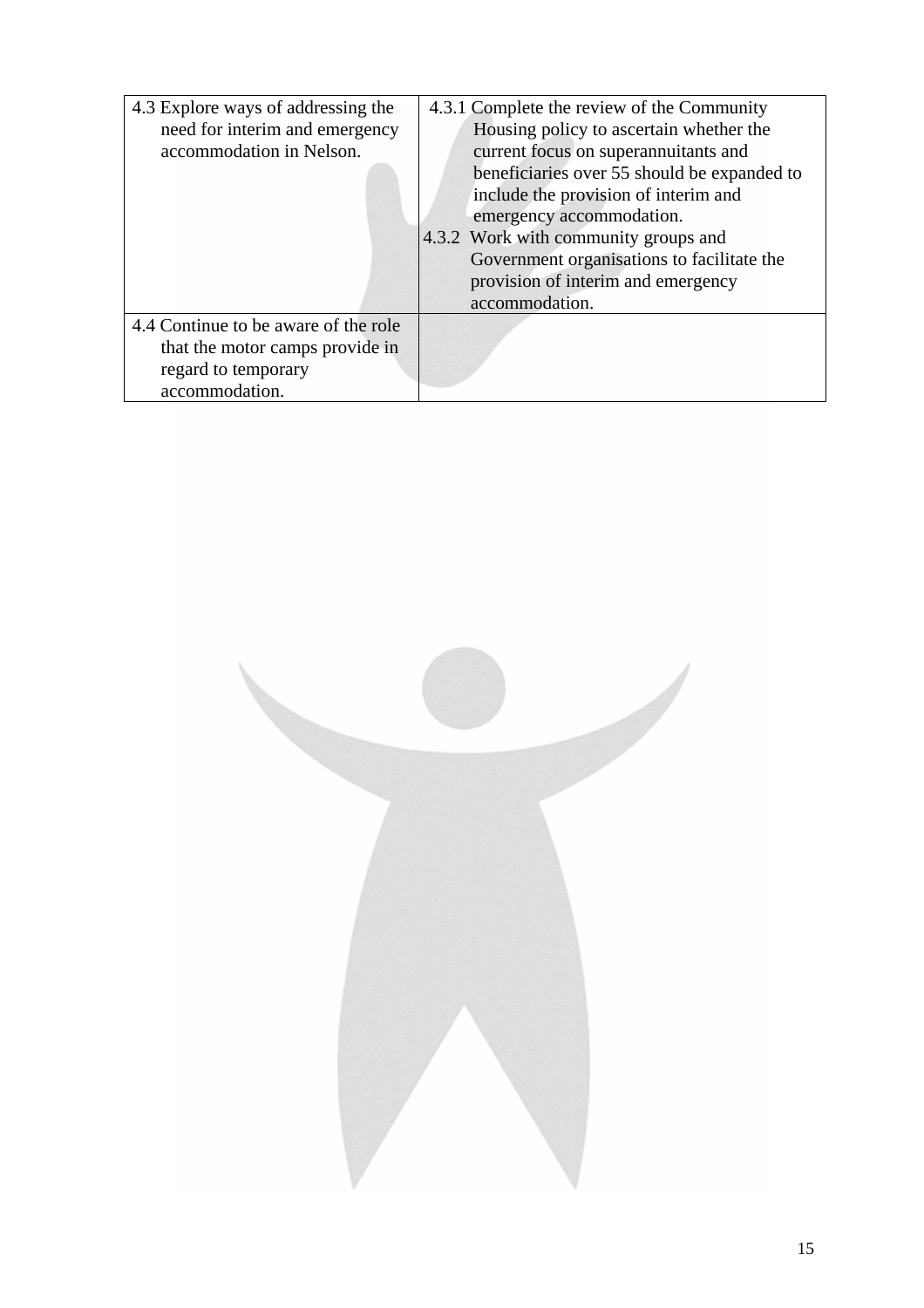| | |
|---|---|
| 4.3 Explore ways of addressing the need for interim and emergency accommodation in Nelson. | 4.3.1 Complete the review of the Community Housing policy to ascertain whether the current focus on superannuitants and beneficiaries over 55 should be expanded to include the provision of interim and emergency accommodation.<br>4.3.2 Work with community groups and Government organisations to facilitate the provision of interim and emergency accommodation. |
| 4.4 Continue to be aware of the role that the motor camps provide in regard to temporary accommodation. | |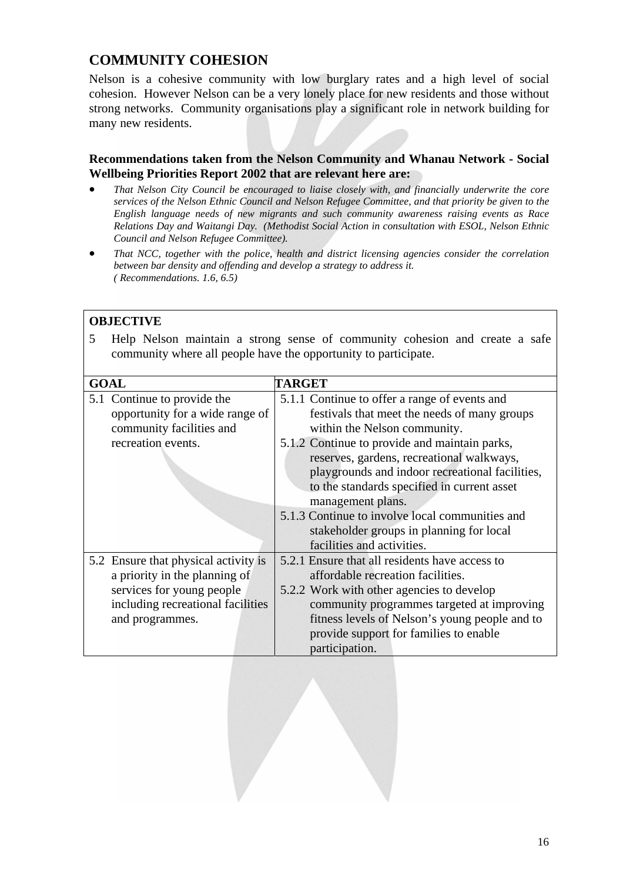## COMMUNITY COHESION

Nelson is a cohesive community with low burglary rates and a high level of social cohesion. However Nelson can be a very lonely place for new residents and those without strong networks. Community organisations play a significant role in network building for many new residents.

**Recommendations taken from the Nelson Community and Whanau Network - Social Wellbeing Priorities Report 2002 that are relevant here are:**

- *That Nelson City Council be encouraged to liaise closely with, and financially underwrite the core services of the Nelson Ethnic Council and Nelson Refugee Committee, and that priority be given to the English language needs of new migrants and such community awareness raising events as Race Relations Day and Waitangi Day. (Methodist Social Action in consultation with ESOL, Nelson Ethnic Council and Nelson Refugee Committee).*
- *That NCC, together with the police, health and district licensing agencies consider the correlation between bar density and offending and develop a strategy to address it.*
  *( Recommendations. 1.6, 6.5)*

**OBJECTIVE**

5 Help Nelson maintain a strong sense of community cohesion and create a safe community where all people have the opportunity to participate.

| GOAL | TARGET |
|---|---|
| 5.1 Continue to provide the opportunity for a wide range of community facilities and recreation events. | 5.1.1 Continue to offer a range of events and festivals that meet the needs of many groups within the Nelson community.<br>5.1.2 Continue to provide and maintain parks, reserves, gardens, recreational walkways, playgrounds and indoor recreational facilities, to the standards specified in current asset management plans.<br>5.1.3 Continue to involve local communities and stakeholder groups in planning for local facilities and activities. |
| 5.2 Ensure that physical activity is a priority in the planning of services for young people including recreational facilities and programmes. | 5.2.1 Ensure that all residents have access to affordable recreation facilities.<br>5.2.2 Work with other agencies to develop community programmes targeted at improving fitness levels of Nelson's young people and to provide support for families to enable participation. |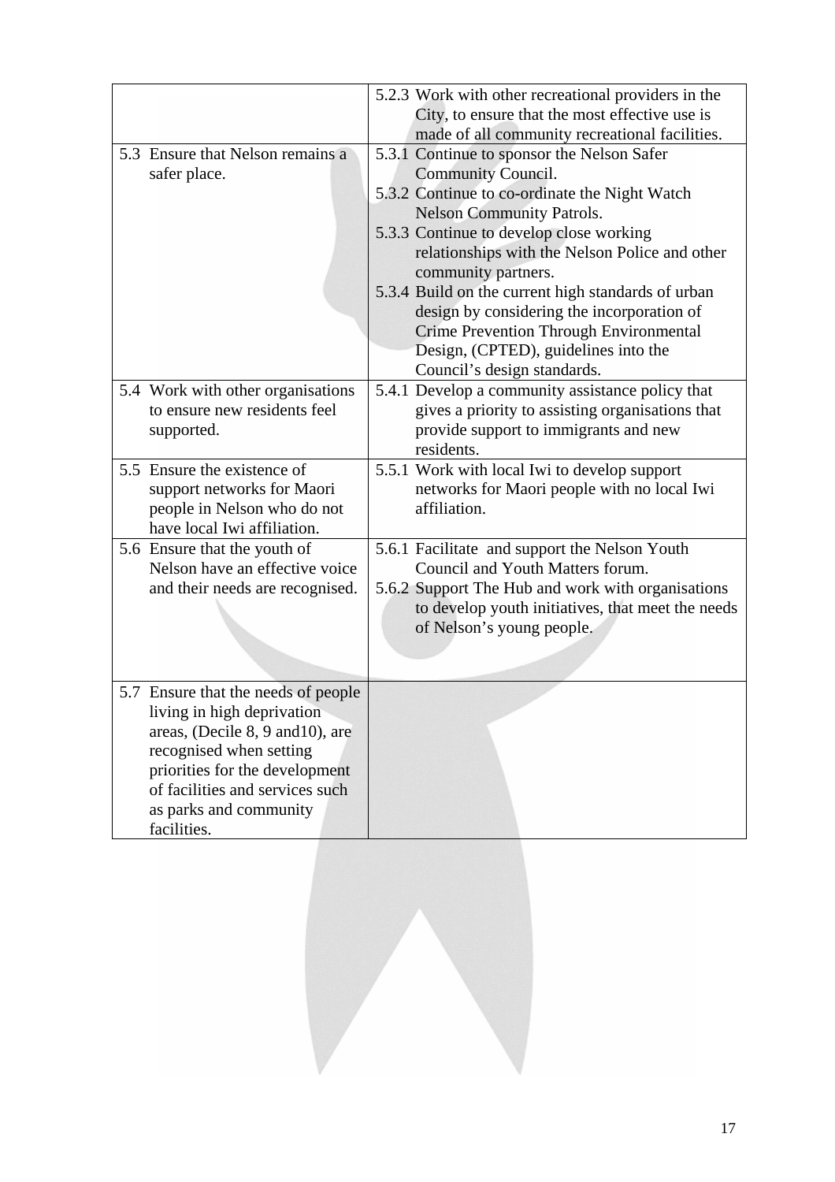| | |
|---|---|
| | 5.2.3 Work with other recreational providers in the City, to ensure that the most effective use is made of all community recreational facilities. |
| 5.3 Ensure that Nelson remains a safer place. | 5.3.1 Continue to sponsor the Nelson Safer Community Council.<br>5.3.2 Continue to co-ordinate the Night Watch Nelson Community Patrols.<br>5.3.3 Continue to develop close working relationships with the Nelson Police and other community partners.<br>5.3.4 Build on the current high standards of urban design by considering the incorporation of Crime Prevention Through Environmental Design, (CPTED), guidelines into the Council's design standards. |
| 5.4 Work with other organisations to ensure new residents feel supported. | 5.4.1 Develop a community assistance policy that gives a priority to assisting organisations that provide support to immigrants and new residents. |
| 5.5 Ensure the existence of support networks for Maori people in Nelson who do not have local Iwi affiliation. | 5.5.1 Work with local Iwi to develop support networks for Maori people with no local Iwi affiliation. |
| 5.6 Ensure that the youth of Nelson have an effective voice and their needs are recognised. | 5.6.1 Facilitate and support the Nelson Youth Council and Youth Matters forum.<br>5.6.2 Support The Hub and work with organisations to develop youth initiatives, that meet the needs of Nelson's young people. |
| 5.7 Ensure that the needs of people living in high deprivation areas, (Decile 8, 9 and10), are recognised when setting priorities for the development of facilities and services such as parks and community facilities. | |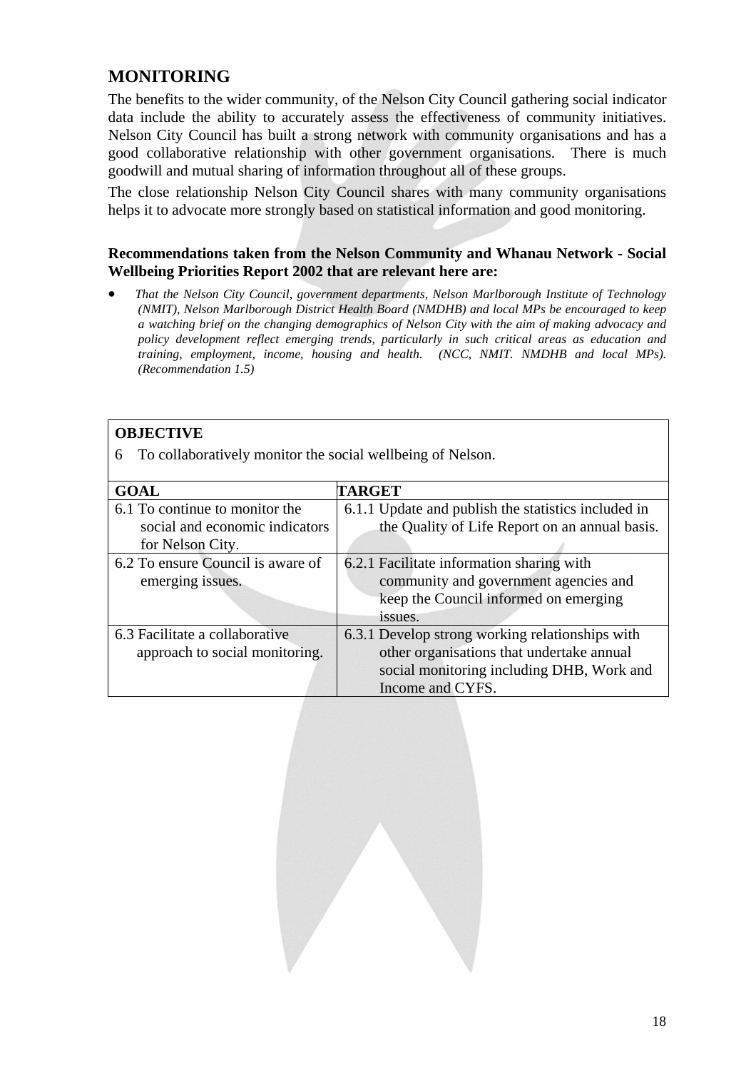## MONITORING

The benefits to the wider community, of the Nelson City Council gathering social indicator data include the ability to accurately assess the effectiveness of community initiatives. Nelson City Council has built a strong network with community organisations and has a good collaborative relationship with other government organisations. There is much goodwill and mutual sharing of information throughout all of these groups.

The close relationship Nelson City Council shares with many community organisations helps it to advocate more strongly based on statistical information and good monitoring.

**Recommendations taken from the Nelson Community and Whanau Network - Social Wellbeing Priorities Report 2002 that are relevant here are:**

- *That the Nelson City Council, government departments, Nelson Marlborough Institute of Technology (NMIT), Nelson Marlborough District Health Board (NMDHB) and local MPs be encouraged to keep a watching brief on the changing demographics of Nelson City with the aim of making advocacy and policy development reflect emerging trends, particularly in such critical areas as education and training, employment, income, housing and health. (NCC, NMIT. NMDHB and local MPs). (Recommendation 1.5)*

**OBJECTIVE**

6 To collaboratively monitor the social wellbeing of Nelson.

| GOAL | TARGET |
|---|---|
| 6.1 To continue to monitor the social and economic indicators for Nelson City. | 6.1.1 Update and publish the statistics included in the Quality of Life Report on an annual basis. |
| 6.2 To ensure Council is aware of emerging issues. | 6.2.1 Facilitate information sharing with community and government agencies and keep the Council informed on emerging issues. |
| 6.3 Facilitate a collaborative approach to social monitoring. | 6.3.1 Develop strong working relationships with other organisations that undertake annual social monitoring including DHB, Work and Income and CYFS. |